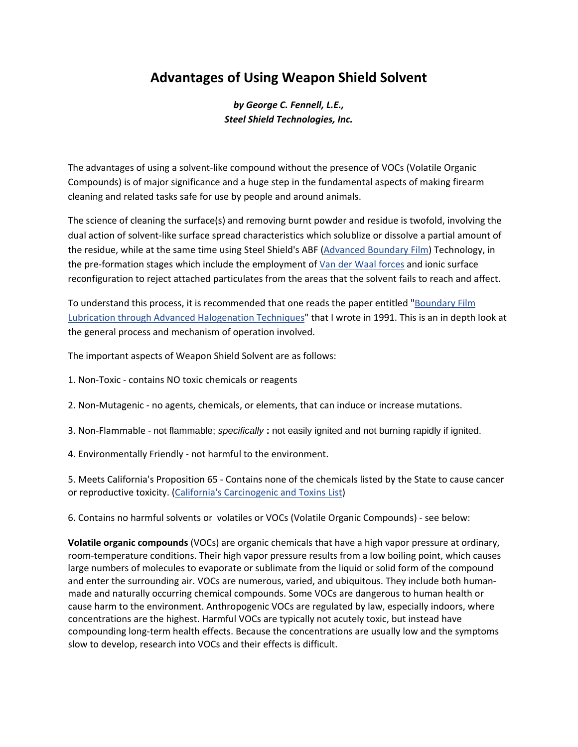# Advantages of Using Weapon Shield Solvent

***by George C. Fennell, L.E.,***
***Steel Shield Technologies, Inc.***

The advantages of using a solvent-like compound without the presence of VOCs (Volatile Organic Compounds) is of major significance and a huge step in the fundamental aspects of making firearm cleaning and related tasks safe for use by people and around animals.

The science of cleaning the surface(s) and removing burnt powder and residue is twofold, involving the dual action of solvent-like surface spread characteristics which solublize or dissolve a partial amount of the residue, while at the same time using Steel Shield's ABF (Advanced Boundary Film) Technology, in the pre-formation stages which include the employment of Van der Waal forces and ionic surface reconfiguration to reject attached particulates from the areas that the solvent fails to reach and affect.

To understand this process, it is recommended that one reads the paper entitled "Boundary Film Lubrication through Advanced Halogenation Techniques" that I wrote in 1991. This is an in depth look at the general process and mechanism of operation involved.

The important aspects of Weapon Shield Solvent are as follows:

1. Non-Toxic - contains NO toxic chemicals or reagents

2. Non-Mutagenic - no agents, chemicals, or elements, that can induce or increase mutations.

3. Non-Flammable - not flammable; *specifically* **:** not easily ignited and not burning rapidly if ignited.

4. Environmentally Friendly - not harmful to the environment.

5. Meets California's Proposition 65 - Contains none of the chemicals listed by the State to cause cancer or reproductive toxicity. (California's Carcinogenic and Toxins List)

6. Contains no harmful solvents or volatiles or VOCs (Volatile Organic Compounds) - see below:

**Volatile organic compounds** (VOCs) are organic chemicals that have a high vapor pressure at ordinary, room-temperature conditions. Their high vapor pressure results from a low boiling point, which causes large numbers of molecules to evaporate or sublimate from the liquid or solid form of the compound and enter the surrounding air. VOCs are numerous, varied, and ubiquitous. They include both human-made and naturally occurring chemical compounds. Some VOCs are dangerous to human health or cause harm to the environment. Anthropogenic VOCs are regulated by law, especially indoors, where concentrations are the highest. Harmful VOCs are typically not acutely toxic, but instead have compounding long-term health effects. Because the concentrations are usually low and the symptoms slow to develop, research into VOCs and their effects is difficult.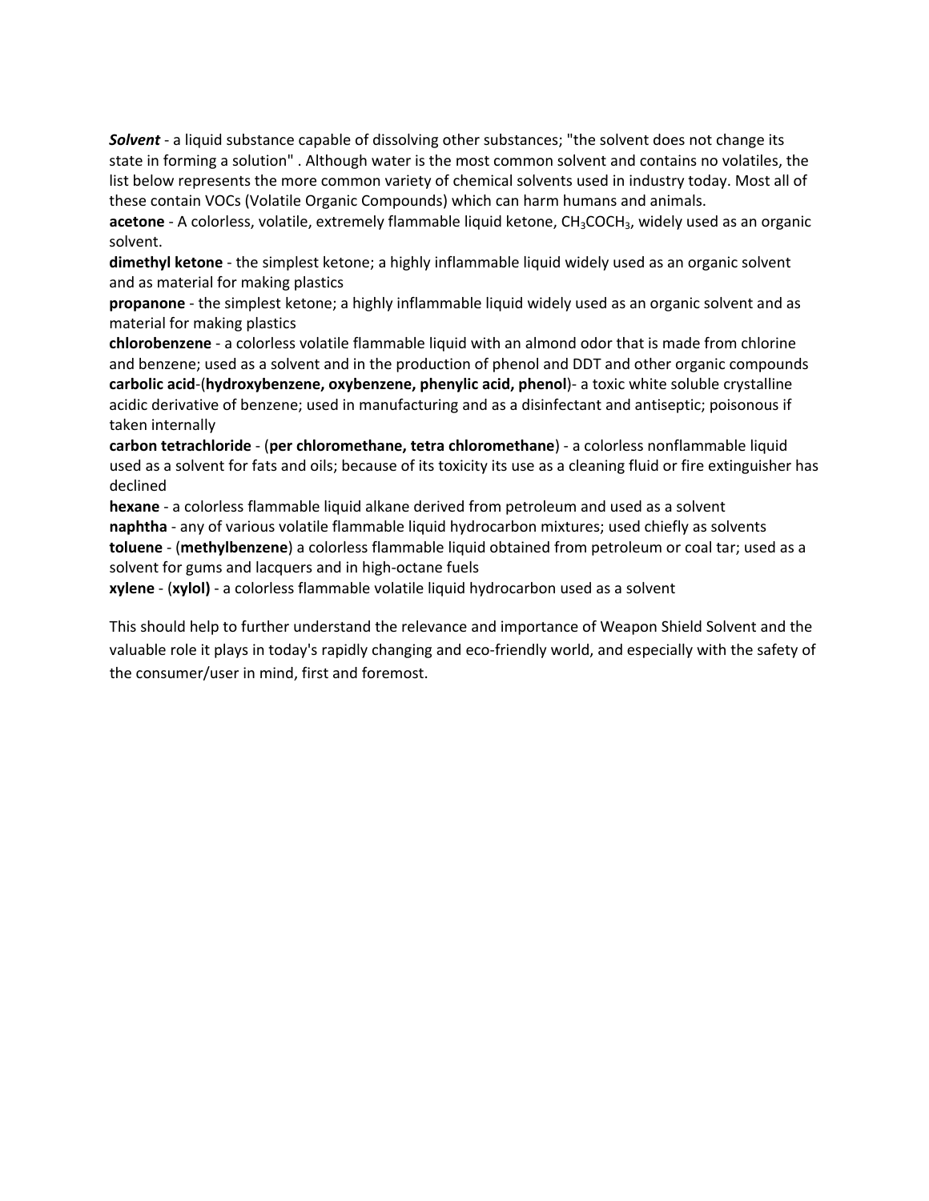***Solvent*** - a liquid substance capable of dissolving other substances; "the solvent does not change its state in forming a solution" . Although water is the most common solvent and contains no volatiles, the list below represents the more common variety of chemical solvents used in industry today. Most all of these contain VOCs (Volatile Organic Compounds) which can harm humans and animals.

**acetone** - A colorless, volatile, extremely flammable liquid ketone, $CH_3COCH_3$, widely used as an organic solvent.

**dimethyl ketone** - the simplest ketone; a highly inflammable liquid widely used as an organic solvent and as material for making plastics

**propanone** - the simplest ketone; a highly inflammable liquid widely used as an organic solvent and as material for making plastics

**chlorobenzene** - a colorless volatile flammable liquid with an almond odor that is made from chlorine and benzene; used as a solvent and in the production of phenol and DDT and other organic compounds

**carbolic acid**-(**hydroxybenzene, oxybenzene, phenylic acid, phenol**)- a toxic white soluble crystalline acidic derivative of benzene; used in manufacturing and as a disinfectant and antiseptic; poisonous if taken internally

**carbon tetrachloride** - (**per chloromethane, tetra chloromethane**) - a colorless nonflammable liquid used as a solvent for fats and oils; because of its toxicity its use as a cleaning fluid or fire extinguisher has declined

**hexane** - a colorless flammable liquid alkane derived from petroleum and used as a solvent

**naphtha** - any of various volatile flammable liquid hydrocarbon mixtures; used chiefly as solvents

**toluene** - (**methylbenzene**) a colorless flammable liquid obtained from petroleum or coal tar; used as a solvent for gums and lacquers and in high-octane fuels

**xylene** - (**xylol)** - a colorless flammable volatile liquid hydrocarbon used as a solvent

This should help to further understand the relevance and importance of Weapon Shield Solvent and the valuable role it plays in today's rapidly changing and eco-friendly world, and especially with the safety of the consumer/user in mind, first and foremost.